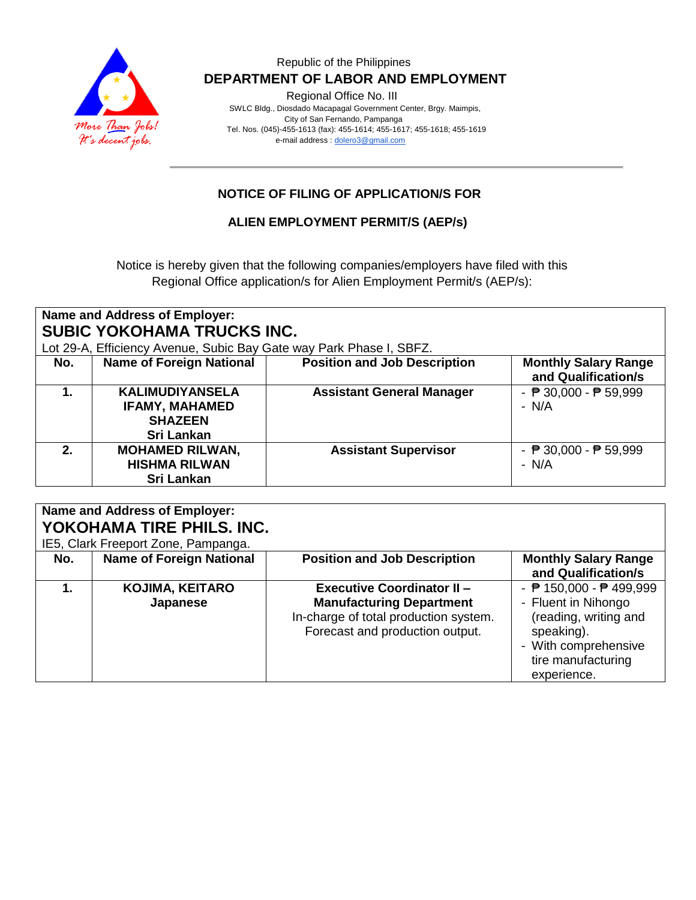Republic of the Philippines

**DEPARTMENT OF LABOR AND EMPLOYMENT**

Regional Office No. III

SWLC Bldg., Diosdado Macapagal Government Center, Brgy. Maimpis,
City of San Fernando, Pampanga
Tel. Nos. (045)-455-1613 (fax): 455-1614; 455-1617; 455-1618; 455-1619
e-mail address : dolero3@gmail.com

## NOTICE OF FILING OF APPLICATION/S FOR

## ALIEN EMPLOYMENT PERMIT/S (AEP/s)

Notice is hereby given that the following companies/employers have filed with this Regional Office application/s for Alien Employment Permit/s (AEP/s):

**Name and Address of Employer:**
**SUBIC YOKOHAMA TRUCKS INC.**
Lot 29-A, Efficiency Avenue, Subic Bay Gate way Park Phase I, SBFZ.

| No. | Name of Foreign National | Position and Job Description | Monthly Salary Range and Qualification/s |
|---|---|---|---|
| **1.** | **KALIMUDIYANSELA IFAMY, MAHAMED SHAZEEN Sri Lankan** | **Assistant General Manager** | - ₱ 30,000 - ₱ 59,999<br>- N/A |
| **2.** | **MOHAMED RILWAN, HISHMA RILWAN Sri Lankan** | **Assistant Supervisor** | - ₱ 30,000 - ₱ 59,999<br>- N/A |

**Name and Address of Employer:**
**YOKOHAMA TIRE PHILS. INC.**
IE5, Clark Freeport Zone, Pampanga.

| No. | Name of Foreign National | Position and Job Description | Monthly Salary Range and Qualification/s |
|---|---|---|---|
| **1.** | **KOJIMA, KEITARO Japanese** | **Executive Coordinator II – Manufacturing Department**<br>In-charge of total production system. Forecast and production output. | - ₱ 150,000 - ₱ 499,999<br>- Fluent in Nihongo (reading, writing and speaking).<br>- With comprehensive tire manufacturing experience. |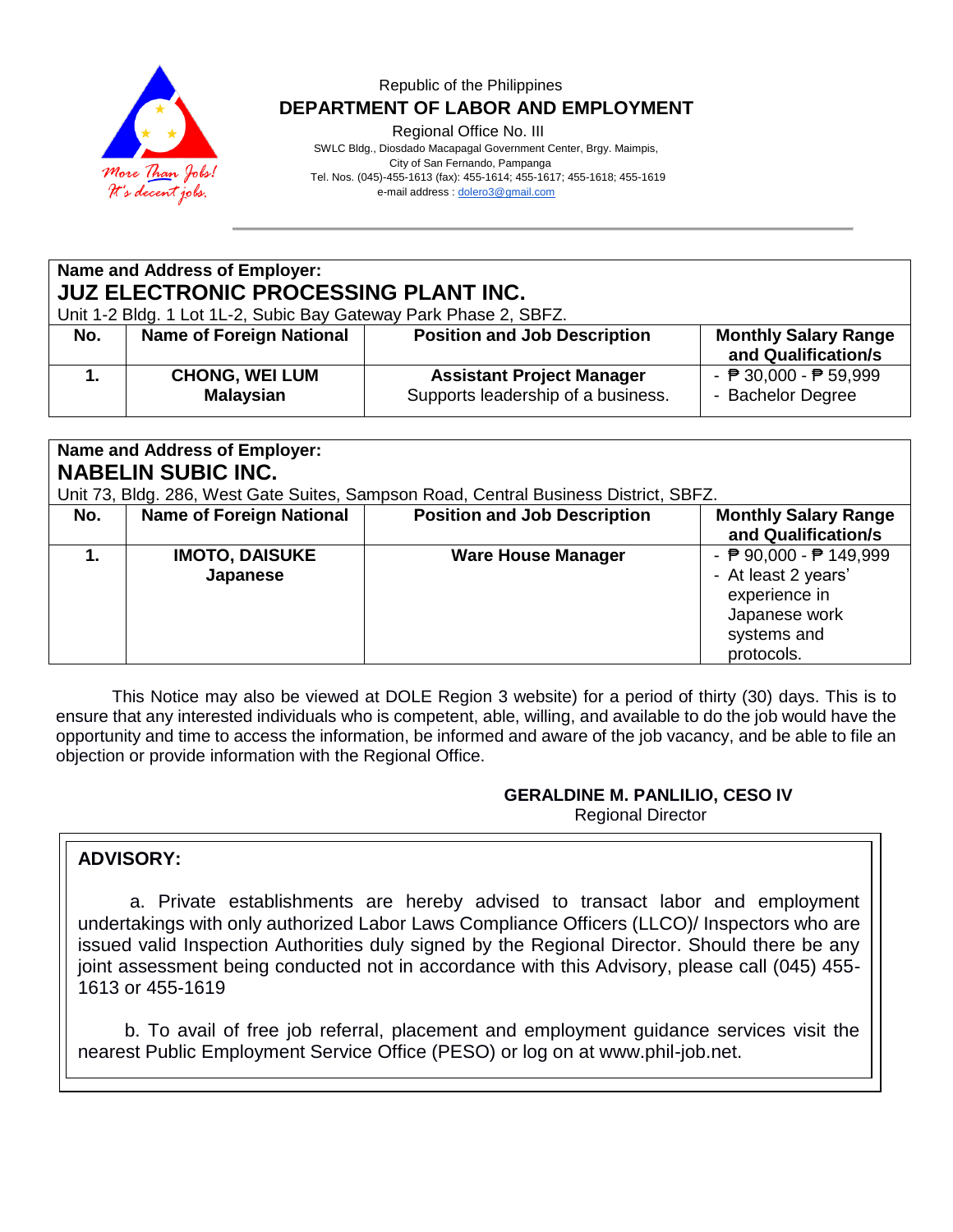Republic of the Philippines
**DEPARTMENT OF LABOR AND EMPLOYMENT**
Regional Office No. III
SWLC Bldg., Diosdado Macapagal Government Center, Brgy. Maimpis,
City of San Fernando, Pampanga
Tel. Nos. (045)-455-1613 (fax): 455-1614; 455-1617; 455-1618; 455-1619
e-mail address : dolero3@gmail.com

**Name and Address of Employer:**
**JUZ ELECTRONIC PROCESSING PLANT INC.**
Unit 1-2 Bldg. 1 Lot 1L-2, Subic Bay Gateway Park Phase 2, SBFZ.

| No. | Name of Foreign National | Position and Job Description | Monthly Salary Range and Qualification/s |
|---|---|---|---|
| **1.** | **CHONG, WEI LUM** **Malaysian** | **Assistant Project Manager** Supports leadership of a business. | - ₱ 30,000 - ₱ 59,999 - Bachelor Degree |

**Name and Address of Employer:**
**NABELIN SUBIC INC.**
Unit 73, Bldg. 286, West Gate Suites, Sampson Road, Central Business District, SBFZ.

| No. | Name of Foreign National | Position and Job Description | Monthly Salary Range and Qualification/s |
|---|---|---|---|
| **1.** | **IMOTO, DAISUKE** **Japanese** | **Ware House Manager** | - ₱ 90,000 - ₱ 149,999 - At least 2 years' experience in Japanese work systems and protocols. |

This Notice may also be viewed at DOLE Region 3 website) for a period of thirty (30) days. This is to ensure that any interested individuals who is competent, able, willing, and available to do the job would have the opportunity and time to access the information, be informed and aware of the job vacancy, and be able to file an objection or provide information with the Regional Office.

**GERALDINE M. PANLILIO, CESO IV**
Regional Director

**ADVISORY:**

a. Private establishments are hereby advised to transact labor and employment undertakings with only authorized Labor Laws Compliance Officers (LLCO)/ Inspectors who are issued valid Inspection Authorities duly signed by the Regional Director. Should there be any joint assessment being conducted not in accordance with this Advisory, please call (045) 455-1613 or 455-1619

b. To avail of free job referral, placement and employment guidance services visit the nearest Public Employment Service Office (PESO) or log on at www.phil-job.net.